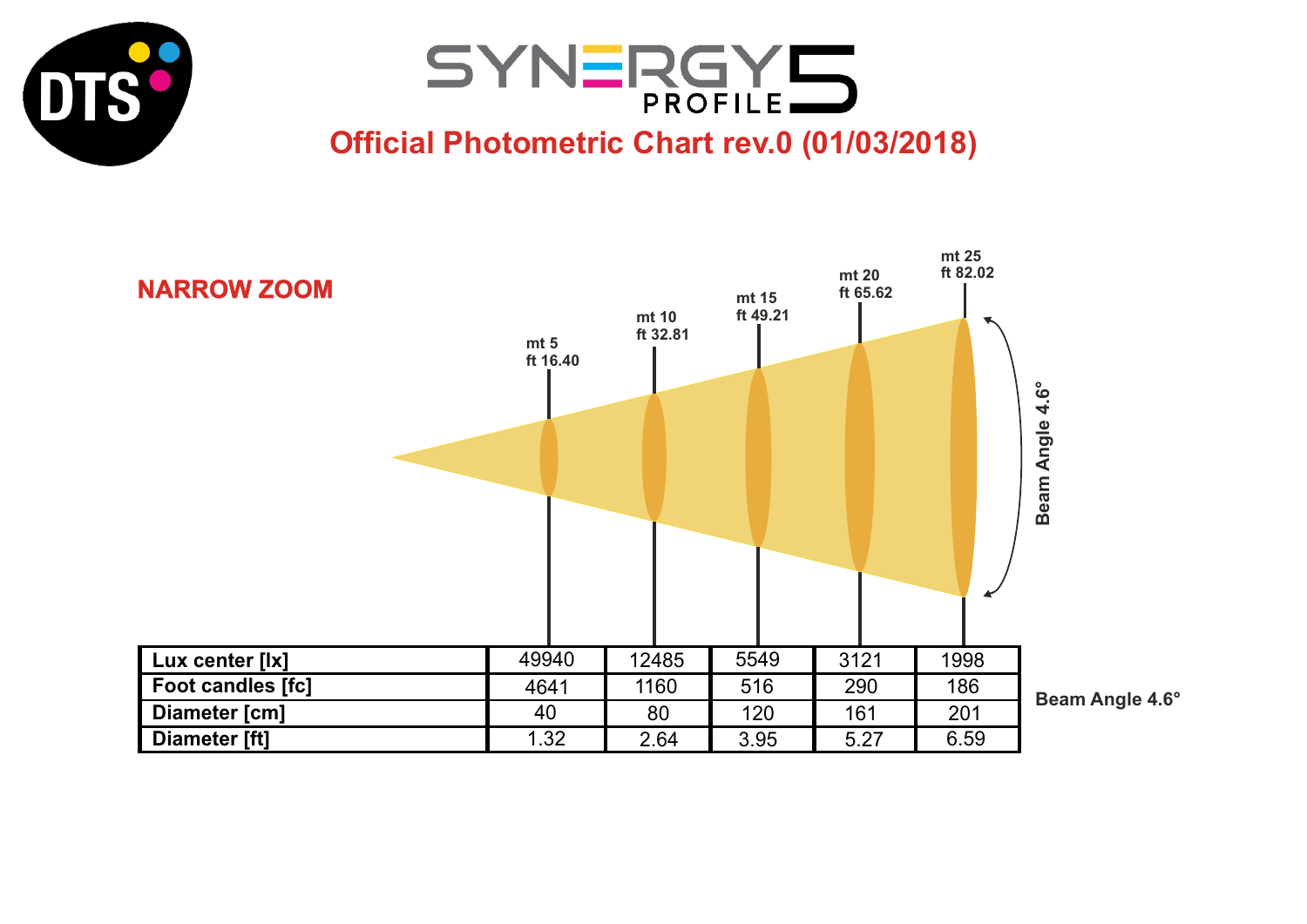# SYNERGY 5 PROFILE

## Official Photometric Chart rev.0 (01/03/2018)

### NARROW ZOOM

| | mt 5 / ft 16.40 | mt 10 / ft 32.81 | mt 15 / ft 49.21 | mt 20 / ft 65.62 | mt 25 / ft 82.02 |
|---|---|---|---|---|---|
| **Lux center [lx]** | 49940 | 12485 | 5549 | 3121 | 1998 |
| **Foot candles [fc]** | 4641 | 1160 | 516 | 290 | 186 |
| **Diameter [cm]** | 40 | 80 | 120 | 161 | 201 |
| **Diameter [ft]** | 1.32 | 2.64 | 3.95 | 5.27 | 6.59 |

**Beam Angle 4.6°**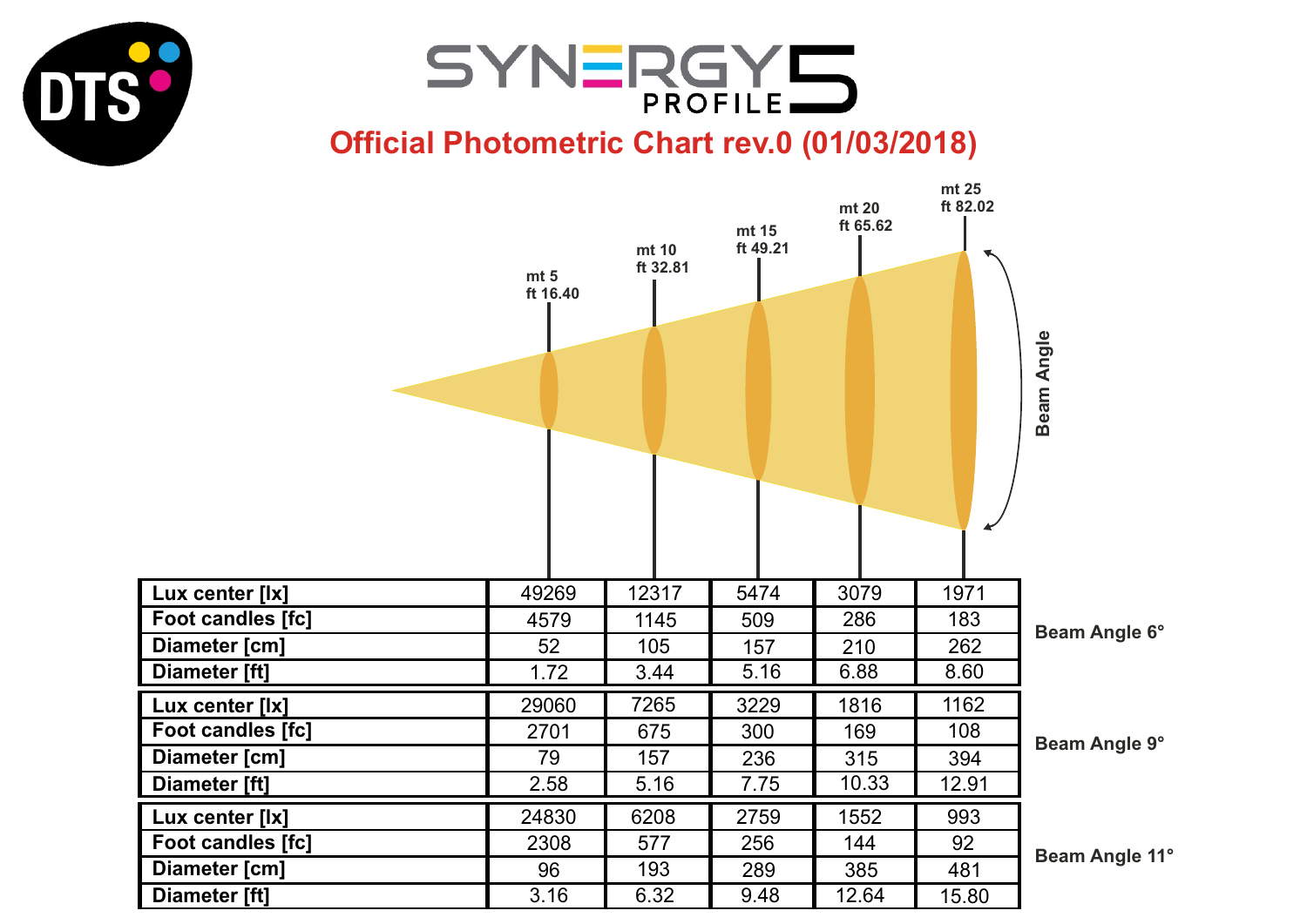DTS

# SYNERGY 5 PROFILE

## Official Photometric Chart rev.0 (01/03/2018)

| | mt 5 / ft 16.40 | mt 10 / ft 32.81 | mt 15 / ft 49.21 | mt 20 / ft 65.62 | mt 25 / ft 82.02 | |
|---|---|---|---|---|---|---|
| **Lux center [lx]** | 49269 | 12317 | 5474 | 3079 | 1971 | Beam Angle 6° |
| **Foot candles [fc]** | 4579 | 1145 | 509 | 286 | 183 | |
| **Diameter [cm]** | 52 | 105 | 157 | 210 | 262 | |
| **Diameter [ft]** | 1.72 | 3.44 | 5.16 | 6.88 | 8.60 | |
| **Lux center [lx]** | 29060 | 7265 | 3229 | 1816 | 1162 | Beam Angle 9° |
| **Foot candles [fc]** | 2701 | 675 | 300 | 169 | 108 | |
| **Diameter [cm]** | 79 | 157 | 236 | 315 | 394 | |
| **Diameter [ft]** | 2.58 | 5.16 | 7.75 | 10.33 | 12.91 | |
| **Lux center [lx]** | 24830 | 6208 | 2759 | 1552 | 993 | Beam Angle 11° |
| **Foot candles [fc]** | 2308 | 577 | 256 | 144 | 92 | |
| **Diameter [cm]** | 96 | 193 | 289 | 385 | 481 | |
| **Diameter [ft]** | 3.16 | 6.32 | 9.48 | 12.64 | 15.80 | |

Beam Angle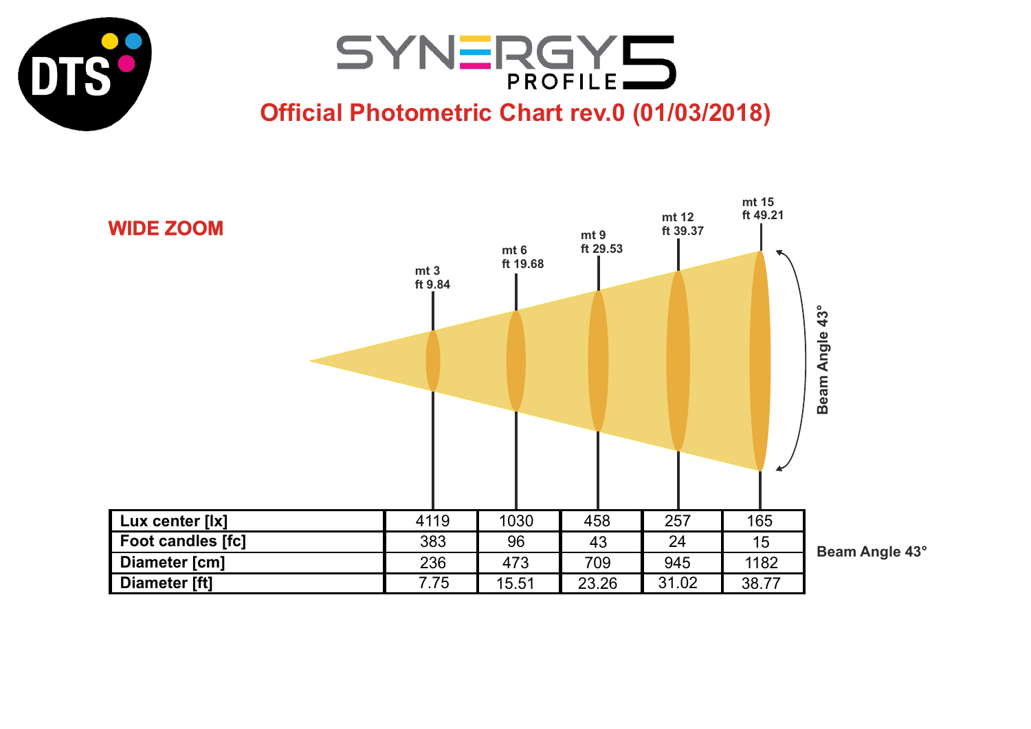# SYNERGY 5 PROFILE

## Official Photometric Chart rev.0 (01/03/2018)

### WIDE ZOOM

mt 3
ft 9.84

mt 6
ft 19.68

mt 9
ft 29.53

mt 12
ft 39.37

mt 15
ft 49.21

Beam Angle 43°

| | | | | | |
|---|---|---|---|---|---|
| **Lux center [lx]** | 4119 | 1030 | 458 | 257 | 165 |
| **Foot candles [fc]** | 383 | 96 | 43 | 24 | 15 |
| **Diameter [cm]** | 236 | 473 | 709 | 945 | 1182 |
| **Diameter [ft]** | 7.75 | 15.51 | 23.26 | 31.02 | 38.77 |

**Beam Angle 43°**